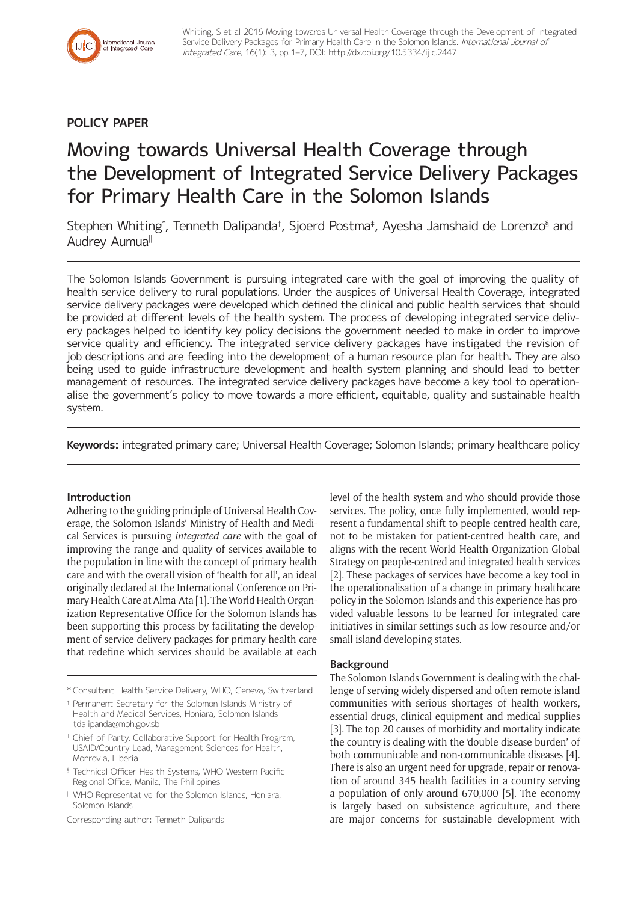POLICY PAPER

# Moving towards Universal Health Coverage through the Development of Integrated Service Delivery Packages for Primary Health Care in the Solomon Islands

Stephen Whiting*, Tenneth Dalipanda†, Sjoerd Postma‡, Ayesha Jamshaid de Lorenzo§ and Audrey Aumua‖

The Solomon Islands Government is pursuing integrated care with the goal of improving the quality of health service delivery to rural populations. Under the auspices of Universal Health Coverage, integrated service delivery packages were developed which defined the clinical and public health services that should be provided at different levels of the health system. The process of developing integrated service delivery packages helped to identify key policy decisions the government needed to make in order to improve service quality and efficiency. The integrated service delivery packages have instigated the revision of job descriptions and are feeding into the development of a human resource plan for health. They are also being used to guide infrastructure development and health system planning and should lead to better management of resources. The integrated service delivery packages have become a key tool to operationalise the government's policy to move towards a more efficient, equitable, quality and sustainable health system.

**Keywords:** integrated primary care; Universal Health Coverage; Solomon Islands; primary healthcare policy

## Introduction

Adhering to the guiding principle of Universal Health Coverage, the Solomon Islands' Ministry of Health and Medical Services is pursuing *integrated care* with the goal of improving the range and quality of services available to the population in line with the concept of primary health care and with the overall vision of 'health for all', an ideal originally declared at the International Conference on Primary Health Care at Alma-Ata [1]. The World Health Organization Representative Office for the Solomon Islands has been supporting this process by facilitating the development of service delivery packages for primary health care that redefine which services should be available at each level of the health system and who should provide those services. The policy, once fully implemented, would represent a fundamental shift to people-centred health care, not to be mistaken for patient-centred health care, and aligns with the recent World Health Organization Global Strategy on people-centred and integrated health services [2]. These packages of services have become a key tool in the operationalisation of a change in primary healthcare policy in the Solomon Islands and this experience has provided valuable lessons to be learned for integrated care initiatives in similar settings such as low-resource and/or small island developing states.

## Background

The Solomon Islands Government is dealing with the challenge of serving widely dispersed and often remote island communities with serious shortages of health workers, essential drugs, clinical equipment and medical supplies [3]. The top 20 causes of morbidity and mortality indicate the country is dealing with the 'double disease burden' of both communicable and non-communicable diseases [4]. There is also an urgent need for upgrade, repair or renovation of around 345 health facilities in a country serving a population of only around 670,000 [5]. The economy is largely based on subsistence agriculture, and there are major concerns for sustainable development with

\* Consultant Health Service Delivery, WHO, Geneva, Switzerland

† Permanent Secretary for the Solomon Islands Ministry of Health and Medical Services, Honiara, Solomon Islands tdalipanda@moh.gov.sb

‡ Chief of Party, Collaborative Support for Health Program, USAID/Country Lead, Management Sciences for Health, Monrovia, Liberia

§ Technical Officer Health Systems, WHO Western Pacific Regional Office, Manila, The Philippines

‖ WHO Representative for the Solomon Islands, Honiara, Solomon Islands

Corresponding author: Tenneth Dalipanda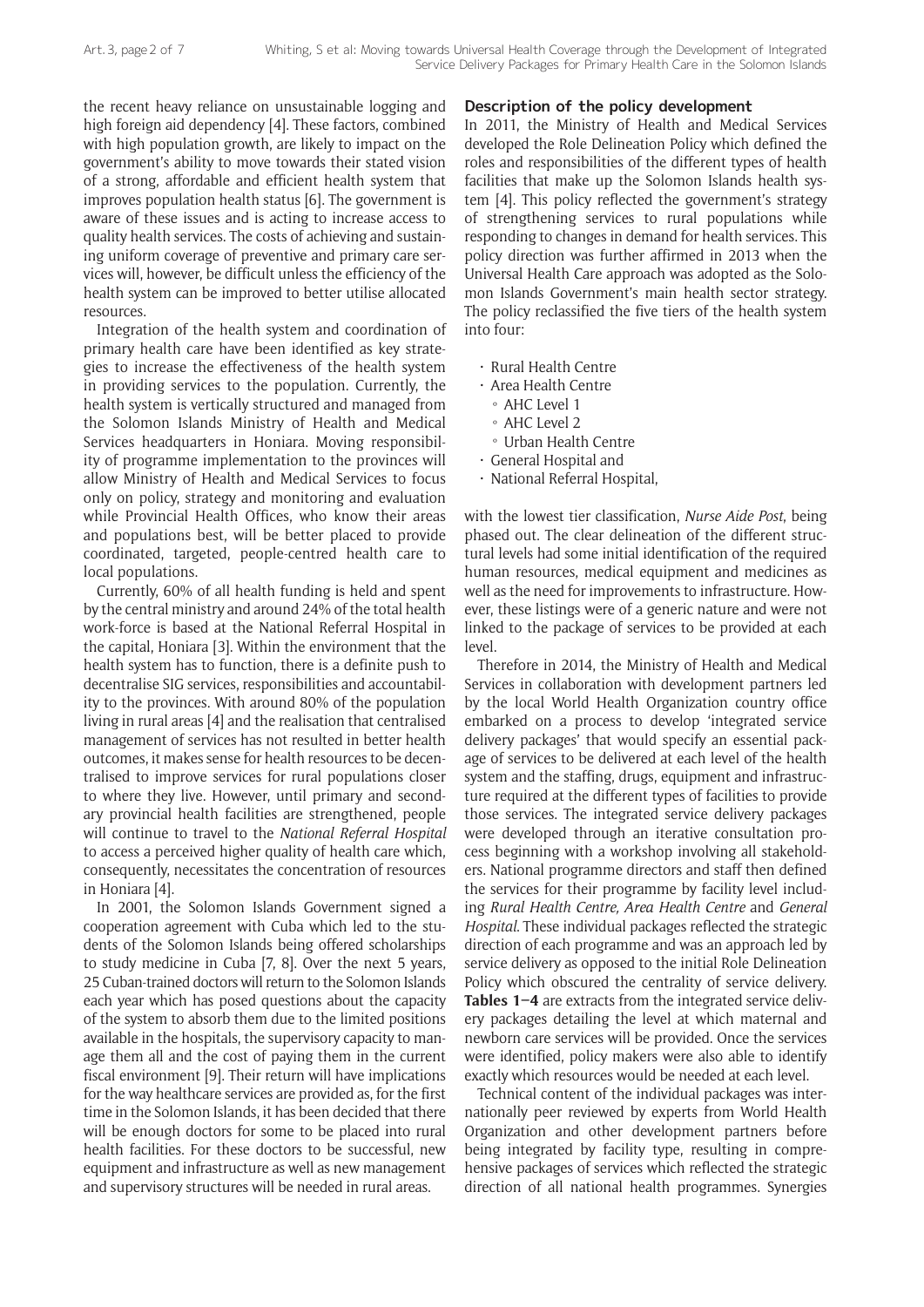the recent heavy reliance on unsustainable logging and high foreign aid dependency [4]. These factors, combined with high population growth, are likely to impact on the government's ability to move towards their stated vision of a strong, affordable and efficient health system that improves population health status [6]. The government is aware of these issues and is acting to increase access to quality health services. The costs of achieving and sustaining uniform coverage of preventive and primary care services will, however, be difficult unless the efficiency of the health system can be improved to better utilise allocated resources.

Integration of the health system and coordination of primary health care have been identified as key strategies to increase the effectiveness of the health system in providing services to the population. Currently, the health system is vertically structured and managed from the Solomon Islands Ministry of Health and Medical Services headquarters in Honiara. Moving responsibility of programme implementation to the provinces will allow Ministry of Health and Medical Services to focus only on policy, strategy and monitoring and evaluation while Provincial Health Offices, who know their areas and populations best, will be better placed to provide coordinated, targeted, people-centred health care to local populations.

Currently, 60% of all health funding is held and spent by the central ministry and around 24% of the total health work-force is based at the National Referral Hospital in the capital, Honiara [3]. Within the environment that the health system has to function, there is a definite push to decentralise SIG services, responsibilities and accountability to the provinces. With around 80% of the population living in rural areas [4] and the realisation that centralised management of services has not resulted in better health outcomes, it makes sense for health resources to be decentralised to improve services for rural populations closer to where they live. However, until primary and secondary provincial health facilities are strengthened, people will continue to travel to the *National Referral Hospital* to access a perceived higher quality of health care which, consequently, necessitates the concentration of resources in Honiara [4].

In 2001, the Solomon Islands Government signed a cooperation agreement with Cuba which led to the students of the Solomon Islands being offered scholarships to study medicine in Cuba [7, 8]. Over the next 5 years, 25 Cuban-trained doctors will return to the Solomon Islands each year which has posed questions about the capacity of the system to absorb them due to the limited positions available in the hospitals, the supervisory capacity to manage them all and the cost of paying them in the current fiscal environment [9]. Their return will have implications for the way healthcare services are provided as, for the first time in the Solomon Islands, it has been decided that there will be enough doctors for some to be placed into rural health facilities. For these doctors to be successful, new equipment and infrastructure as well as new management and supervisory structures will be needed in rural areas.

## Description of the policy development

In 2011, the Ministry of Health and Medical Services developed the Role Delineation Policy which defined the roles and responsibilities of the different types of health facilities that make up the Solomon Islands health system [4]. This policy reflected the government's strategy of strengthening services to rural populations while responding to changes in demand for health services. This policy direction was further affirmed in 2013 when the Universal Health Care approach was adopted as the Solomon Islands Government's main health sector strategy. The policy reclassified the five tiers of the health system into four:

- Rural Health Centre
- Area Health Centre
  - AHC Level 1
  - AHC Level 2
  - Urban Health Centre
- General Hospital and
- National Referral Hospital,

with the lowest tier classification, *Nurse Aide Post*, being phased out. The clear delineation of the different structural levels had some initial identification of the required human resources, medical equipment and medicines as well as the need for improvements to infrastructure. However, these listings were of a generic nature and were not linked to the package of services to be provided at each level.

Therefore in 2014, the Ministry of Health and Medical Services in collaboration with development partners led by the local World Health Organization country office embarked on a process to develop 'integrated service delivery packages' that would specify an essential package of services to be delivered at each level of the health system and the staffing, drugs, equipment and infrastructure required at the different types of facilities to provide those services. The integrated service delivery packages were developed through an iterative consultation process beginning with a workshop involving all stakeholders. National programme directors and staff then defined the services for their programme by facility level including *Rural Health Centre, Area Health Centre* and *General Hospital*. These individual packages reflected the strategic direction of each programme and was an approach led by service delivery as opposed to the initial Role Delineation Policy which obscured the centrality of service delivery. **Tables 1–4** are extracts from the integrated service delivery packages detailing the level at which maternal and newborn care services will be provided. Once the services were identified, policy makers were also able to identify exactly which resources would be needed at each level.

Technical content of the individual packages was internationally peer reviewed by experts from World Health Organization and other development partners before being integrated by facility type, resulting in comprehensive packages of services which reflected the strategic direction of all national health programmes. Synergies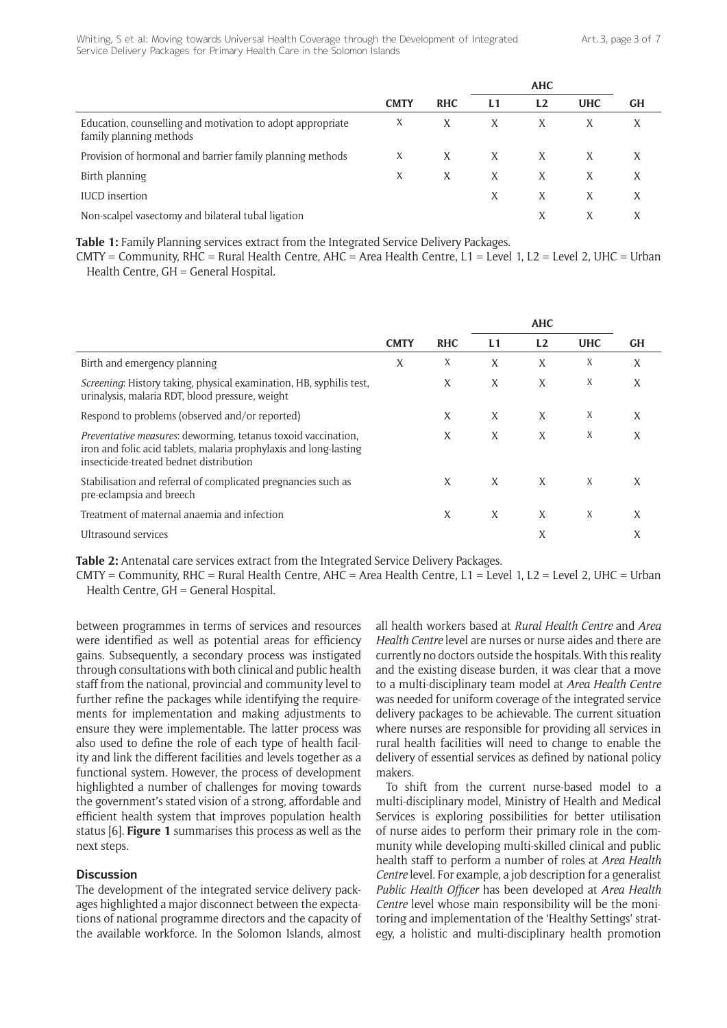| | CMTY | RHC | AHC | | | GH |
|---|---|---|---|---|---|---|
| | | | L1 | L2 | UHC | |
| Education, counselling and motivation to adopt appropriate family planning methods | X | X | X | X | X | X |
| Provision of hormonal and barrier family planning methods | X | X | X | X | X | X |
| Birth planning | X | X | X | X | X | X |
| IUCD insertion | | | X | X | X | X |
| Non-scalpel vasectomy and bilateral tubal ligation | | | | X | X | X |

**Table 1:** Family Planning services extract from the Integrated Service Delivery Packages.
CMTY = Community, RHC = Rural Health Centre, AHC = Area Health Centre, L1 = Level 1, L2 = Level 2, UHC = Urban Health Centre, GH = General Hospital.

| | CMTY | RHC | AHC | | | GH |
|---|---|---|---|---|---|---|
| | | | L1 | L2 | UHC | |
| Birth and emergency planning | X | X | X | X | X | X |
| *Screening*: History taking, physical examination, HB, syphilis test, urinalysis, malaria RDT, blood pressure, weight | | X | X | X | X | X |
| Respond to problems (observed and/or reported) | | X | X | X | X | X |
| *Preventative measures*: deworming, tetanus toxoid vaccination, iron and folic acid tablets, malaria prophylaxis and long-lasting insecticide-treated bednet distribution | | X | X | X | X | X |
| Stabilisation and referral of complicated pregnancies such as pre-eclampsia and breech | | X | X | X | X | X |
| Treatment of maternal anaemia and infection | | X | X | X | X | X |
| Ultrasound services | | | | X | | X |

**Table 2:** Antenatal care services extract from the Integrated Service Delivery Packages.
CMTY = Community, RHC = Rural Health Centre, AHC = Area Health Centre, L1 = Level 1, L2 = Level 2, UHC = Urban Health Centre, GH = General Hospital.

between programmes in terms of services and resources were identified as well as potential areas for efficiency gains. Subsequently, a secondary process was instigated through consultations with both clinical and public health staff from the national, provincial and community level to further refine the packages while identifying the requirements for implementation and making adjustments to ensure they were implementable. The latter process was also used to define the role of each type of health facility and link the different facilities and levels together as a functional system. However, the process of development highlighted a number of challenges for moving towards the government's stated vision of a strong, affordable and efficient health system that improves population health status [6]. **Figure 1** summarises this process as well as the next steps.

## Discussion

The development of the integrated service delivery packages highlighted a major disconnect between the expectations of national programme directors and the capacity of the available workforce. In the Solomon Islands, almost all health workers based at *Rural Health Centre* and *Area Health Centre* level are nurses or nurse aides and there are currently no doctors outside the hospitals. With this reality and the existing disease burden, it was clear that a move to a multi-disciplinary team model at *Area Health Centre* was needed for uniform coverage of the integrated service delivery packages to be achievable. The current situation where nurses are responsible for providing all services in rural health facilities will need to change to enable the delivery of essential services as defined by national policy makers.

To shift from the current nurse-based model to a multi-disciplinary model, Ministry of Health and Medical Services is exploring possibilities for better utilisation of nurse aides to perform their primary role in the community while developing multi-skilled clinical and public health staff to perform a number of roles at *Area Health Centre* level. For example, a job description for a generalist *Public Health Officer* has been developed at *Area Health Centre* level whose main responsibility will be the monitoring and implementation of the 'Healthy Settings' strategy, a holistic and multi-disciplinary health promotion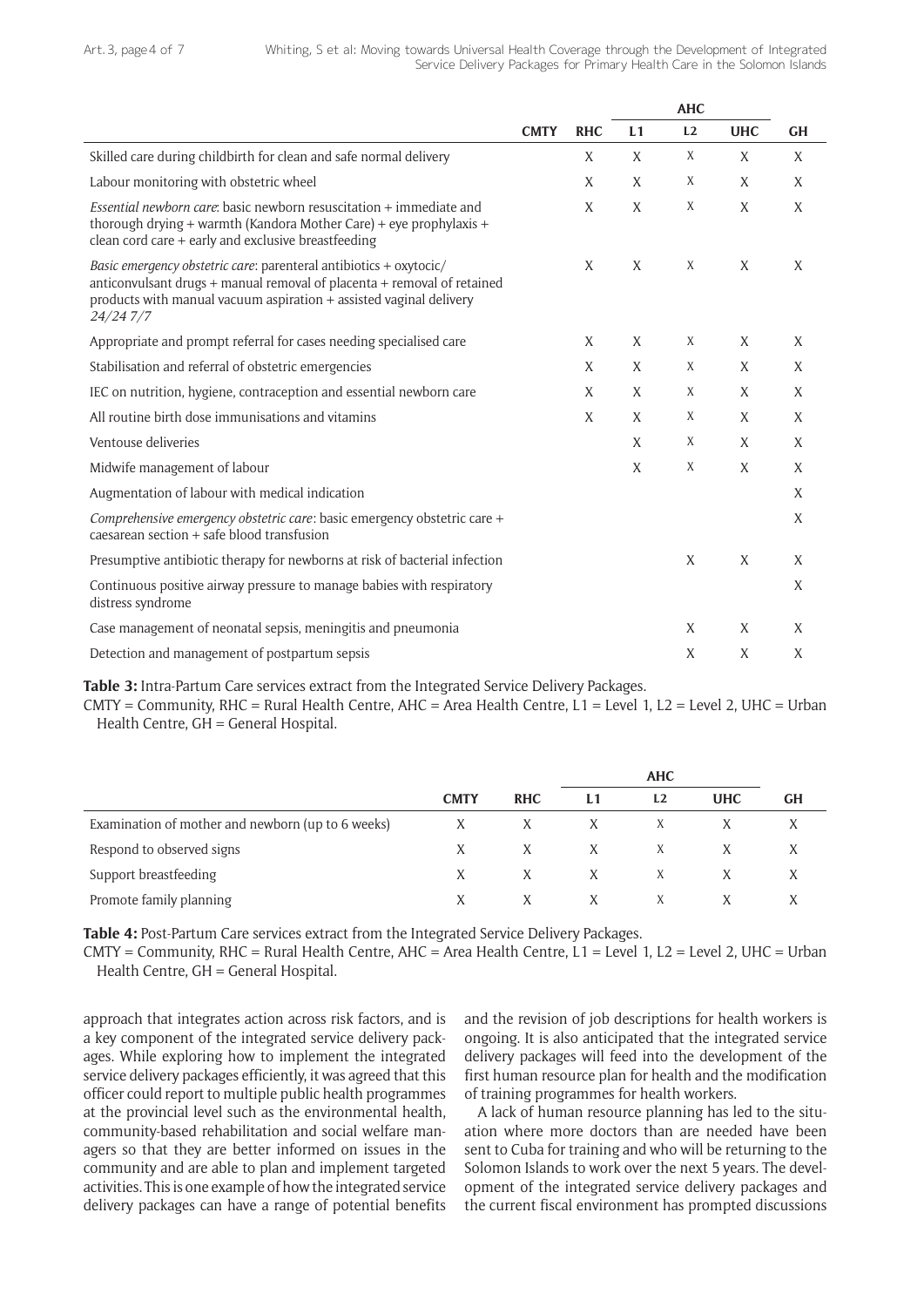| | | | AHC | | | |
|---|---|---|---|---|---|---|
| | **CMTY** | **RHC** | **L1** | **L2** | **UHC** | **GH** |
| Skilled care during childbirth for clean and safe normal delivery | | X | X | X | X | X |
| Labour monitoring with obstetric wheel | | X | X | X | X | X |
| *Essential newborn care*: basic newborn resuscitation + immediate and thorough drying + warmth (Kandora Mother Care) + eye prophylaxis + clean cord care + early and exclusive breastfeeding | | X | X | X | X | X |
| *Basic emergency obstetric care*: parenteral antibiotics + oxytocic/ anticonvulsant drugs + manual removal of placenta + removal of retained products with manual vacuum aspiration + assisted vaginal delivery *24/24 7/7* | | X | X | X | X | X |
| Appropriate and prompt referral for cases needing specialised care | | X | X | X | X | X |
| Stabilisation and referral of obstetric emergencies | | X | X | X | X | X |
| IEC on nutrition, hygiene, contraception and essential newborn care | | X | X | X | X | X |
| All routine birth dose immunisations and vitamins | | X | X | X | X | X |
| Ventouse deliveries | | | X | X | X | X |
| Midwife management of labour | | | X | X | X | X |
| Augmentation of labour with medical indication | | | | | | X |
| *Comprehensive emergency obstetric care*: basic emergency obstetric care + caesarean section + safe blood transfusion | | | | | | X |
| Presumptive antibiotic therapy for newborns at risk of bacterial infection | | | | X | X | X |
| Continuous positive airway pressure to manage babies with respiratory distress syndrome | | | | | | X |
| Case management of neonatal sepsis, meningitis and pneumonia | | | | X | X | X |
| Detection and management of postpartum sepsis | | | | X | X | X |

**Table 3:** Intra-Partum Care services extract from the Integrated Service Delivery Packages.
CMTY = Community, RHC = Rural Health Centre, AHC = Area Health Centre, L1 = Level 1, L2 = Level 2, UHC = Urban Health Centre, GH = General Hospital.

| | | | AHC | | | |
|---|---|---|---|---|---|---|
| | **CMTY** | **RHC** | **L1** | **L2** | **UHC** | **GH** |
| Examination of mother and newborn (up to 6 weeks) | X | X | X | X | X | X |
| Respond to observed signs | X | X | X | X | X | X |
| Support breastfeeding | X | X | X | X | X | X |
| Promote family planning | X | X | X | X | X | X |

**Table 4:** Post-Partum Care services extract from the Integrated Service Delivery Packages.
CMTY = Community, RHC = Rural Health Centre, AHC = Area Health Centre, L1 = Level 1, L2 = Level 2, UHC = Urban Health Centre, GH = General Hospital.

approach that integrates action across risk factors, and is a key component of the integrated service delivery packages. While exploring how to implement the integrated service delivery packages efficiently, it was agreed that this officer could report to multiple public health programmes at the provincial level such as the environmental health, community-based rehabilitation and social welfare managers so that they are better informed on issues in the community and are able to plan and implement targeted activities. This is one example of how the integrated service delivery packages can have a range of potential benefits and the revision of job descriptions for health workers is ongoing. It is also anticipated that the integrated service delivery packages will feed into the development of the first human resource plan for health and the modification of training programmes for health workers.

A lack of human resource planning has led to the situation where more doctors than are needed have been sent to Cuba for training and who will be returning to the Solomon Islands to work over the next 5 years. The development of the integrated service delivery packages and the current fiscal environment has prompted discussions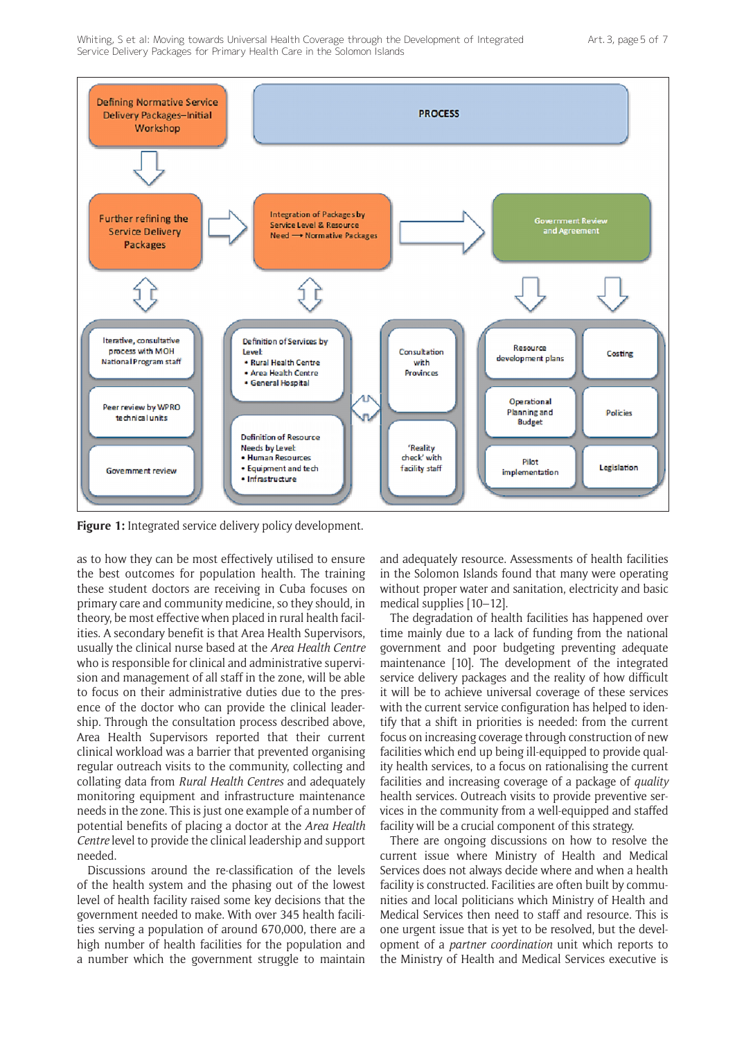**Figure 1:** Integrated service delivery policy development.

as to how they can be most effectively utilised to ensure the best outcomes for population health. The training these student doctors are receiving in Cuba focuses on primary care and community medicine, so they should, in theory, be most effective when placed in rural health facilities. A secondary benefit is that Area Health Supervisors, usually the clinical nurse based at the *Area Health Centre* who is responsible for clinical and administrative supervision and management of all staff in the zone, will be able to focus on their administrative duties due to the presence of the doctor who can provide the clinical leadership. Through the consultation process described above, Area Health Supervisors reported that their current clinical workload was a barrier that prevented organising regular outreach visits to the community, collecting and collating data from *Rural Health Centres* and adequately monitoring equipment and infrastructure maintenance needs in the zone. This is just one example of a number of potential benefits of placing a doctor at the *Area Health Centre* level to provide the clinical leadership and support needed.

Discussions around the re-classification of the levels of the health system and the phasing out of the lowest level of health facility raised some key decisions that the government needed to make. With over 345 health facilities serving a population of around 670,000, there are a high number of health facilities for the population and a number which the government struggle to maintain and adequately resource. Assessments of health facilities in the Solomon Islands found that many were operating without proper water and sanitation, electricity and basic medical supplies [10–12].

The degradation of health facilities has happened over time mainly due to a lack of funding from the national government and poor budgeting preventing adequate maintenance [10]. The development of the integrated service delivery packages and the reality of how difficult it will be to achieve universal coverage of these services with the current service configuration has helped to identify that a shift in priorities is needed: from the current focus on increasing coverage through construction of new facilities which end up being ill-equipped to provide quality health services, to a focus on rationalising the current facilities and increasing coverage of a package of *quality* health services. Outreach visits to provide preventive services in the community from a well-equipped and staffed facility will be a crucial component of this strategy.

There are ongoing discussions on how to resolve the current issue where Ministry of Health and Medical Services does not always decide where and when a health facility is constructed. Facilities are often built by communities and local politicians which Ministry of Health and Medical Services then need to staff and resource. This is one urgent issue that is yet to be resolved, but the development of a *partner coordination* unit which reports to the Ministry of Health and Medical Services executive is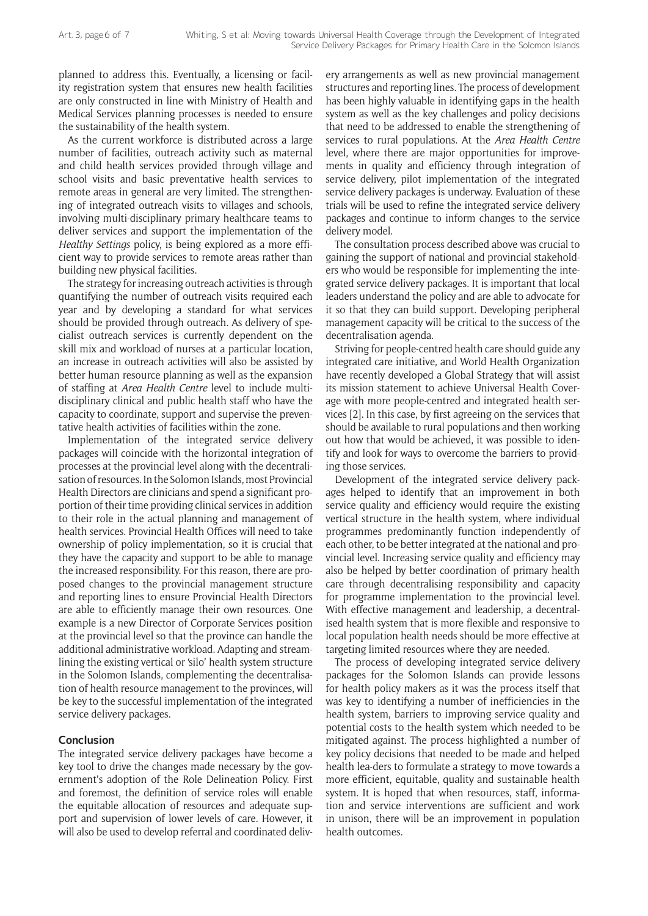planned to address this. Eventually, a licensing or facility registration system that ensures new health facilities are only constructed in line with Ministry of Health and Medical Services planning processes is needed to ensure the sustainability of the health system.

As the current workforce is distributed across a large number of facilities, outreach activity such as maternal and child health services provided through village and school visits and basic preventative health services to remote areas in general are very limited. The strengthening of integrated outreach visits to villages and schools, involving multi-disciplinary primary healthcare teams to deliver services and support the implementation of the *Healthy Settings* policy, is being explored as a more efficient way to provide services to remote areas rather than building new physical facilities.

The strategy for increasing outreach activities is through quantifying the number of outreach visits required each year and by developing a standard for what services should be provided through outreach. As delivery of specialist outreach services is currently dependent on the skill mix and workload of nurses at a particular location, an increase in outreach activities will also be assisted by better human resource planning as well as the expansion of staffing at *Area Health Centre* level to include multidisciplinary clinical and public health staff who have the capacity to coordinate, support and supervise the preventative health activities of facilities within the zone.

Implementation of the integrated service delivery packages will coincide with the horizontal integration of processes at the provincial level along with the decentralisation of resources. In the Solomon Islands, most Provincial Health Directors are clinicians and spend a significant proportion of their time providing clinical services in addition to their role in the actual planning and management of health services. Provincial Health Offices will need to take ownership of policy implementation, so it is crucial that they have the capacity and support to be able to manage the increased responsibility. For this reason, there are proposed changes to the provincial management structure and reporting lines to ensure Provincial Health Directors are able to efficiently manage their own resources. One example is a new Director of Corporate Services position at the provincial level so that the province can handle the additional administrative workload. Adapting and streamlining the existing vertical or 'silo' health system structure in the Solomon Islands, complementing the decentralisation of health resource management to the provinces, will be key to the successful implementation of the integrated service delivery packages.

## Conclusion

The integrated service delivery packages have become a key tool to drive the changes made necessary by the government's adoption of the Role Delineation Policy. First and foremost, the definition of service roles will enable the equitable allocation of resources and adequate support and supervision of lower levels of care. However, it will also be used to develop referral and coordinated delivery arrangements as well as new provincial management structures and reporting lines. The process of development has been highly valuable in identifying gaps in the health system as well as the key challenges and policy decisions that need to be addressed to enable the strengthening of services to rural populations. At the *Area Health Centre* level, where there are major opportunities for improvements in quality and efficiency through integration of service delivery, pilot implementation of the integrated service delivery packages is underway. Evaluation of these trials will be used to refine the integrated service delivery packages and continue to inform changes to the service delivery model.

The consultation process described above was crucial to gaining the support of national and provincial stakeholders who would be responsible for implementing the integrated service delivery packages. It is important that local leaders understand the policy and are able to advocate for it so that they can build support. Developing peripheral management capacity will be critical to the success of the decentralisation agenda.

Striving for people-centred health care should guide any integrated care initiative, and World Health Organization have recently developed a Global Strategy that will assist its mission statement to achieve Universal Health Coverage with more people-centred and integrated health services [2]. In this case, by first agreeing on the services that should be available to rural populations and then working out how that would be achieved, it was possible to identify and look for ways to overcome the barriers to providing those services.

Development of the integrated service delivery packages helped to identify that an improvement in both service quality and efficiency would require the existing vertical structure in the health system, where individual programmes predominantly function independently of each other, to be better integrated at the national and provincial level. Increasing service quality and efficiency may also be helped by better coordination of primary health care through decentralising responsibility and capacity for programme implementation to the provincial level. With effective management and leadership, a decentralised health system that is more flexible and responsive to local population health needs should be more effective at targeting limited resources where they are needed.

The process of developing integrated service delivery packages for the Solomon Islands can provide lessons for health policy makers as it was the process itself that was key to identifying a number of inefficiencies in the health system, barriers to improving service quality and potential costs to the health system which needed to be mitigated against. The process highlighted a number of key policy decisions that needed to be made and helped health leaders to formulate a strategy to move towards a more efficient, equitable, quality and sustainable health system. It is hoped that when resources, staff, information and service interventions are sufficient and work in unison, there will be an improvement in population health outcomes.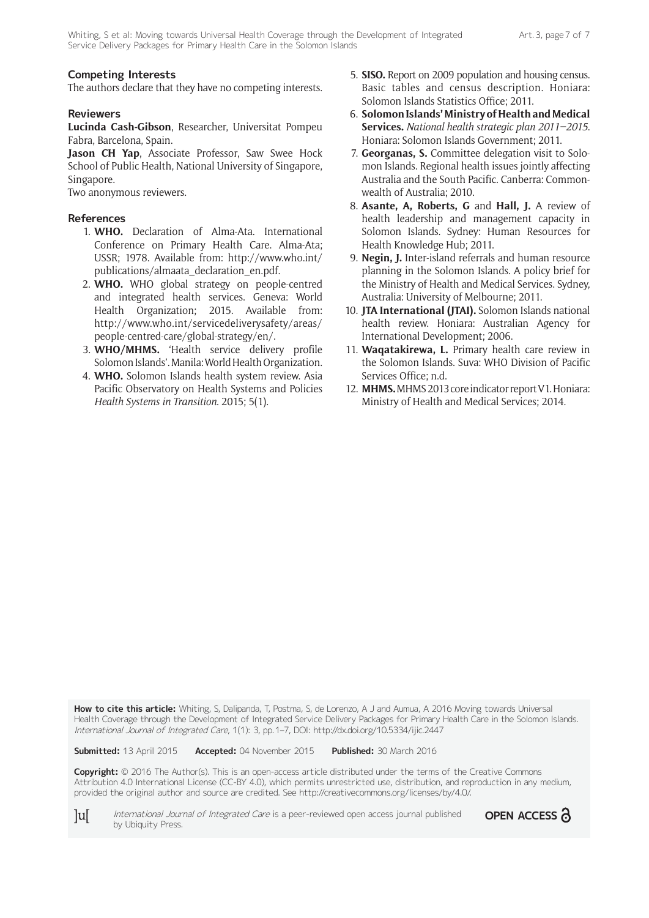### Competing Interests

The authors declare that they have no competing interests.

### Reviewers

**Lucinda Cash-Gibson**, Researcher, Universitat Pompeu Fabra, Barcelona, Spain.

**Jason CH Yap**, Associate Professor, Saw Swee Hock School of Public Health, National University of Singapore, Singapore.

Two anonymous reviewers.

### References

1. **WHO.** Declaration of Alma-Ata. International Conference on Primary Health Care. Alma-Ata; USSR; 1978. Available from: http://www.who.int/publications/almaata_declaration_en.pdf.
2. **WHO.** WHO global strategy on people-centred and integrated health services. Geneva: World Health Organization; 2015. Available from: http://www.who.int/servicedeliverysafety/areas/people-centred-care/global-strategy/en/.
3. **WHO/MHMS.** 'Health service delivery profile Solomon Islands'. Manila: World Health Organization.
4. **WHO.** Solomon Islands health system review. Asia Pacific Observatory on Health Systems and Policies *Health Systems in Transition*. 2015; 5(1).
5. **SISO.** Report on 2009 population and housing census. Basic tables and census description. Honiara: Solomon Islands Statistics Office; 2011.
6. **Solomon Islands' Ministry of Health and Medical Services.** *National health strategic plan 2011–2015*. Honiara: Solomon Islands Government; 2011.
7. **Georganas, S.** Committee delegation visit to Solomon Islands. Regional health issues jointly affecting Australia and the South Pacific. Canberra: Commonwealth of Australia; 2010.
8. **Asante, A, Roberts, G** and **Hall, J.** A review of health leadership and management capacity in Solomon Islands. Sydney: Human Resources for Health Knowledge Hub; 2011.
9. **Negin, J.** Inter-island referrals and human resource planning in the Solomon Islands. A policy brief for the Ministry of Health and Medical Services. Sydney, Australia: University of Melbourne; 2011.
10. **JTA International (JTAI).** Solomon Islands national health review. Honiara: Australian Agency for International Development; 2006.
11. **Waqatakirewa, L.** Primary health care review in the Solomon Islands. Suva: WHO Division of Pacific Services Office; n.d.
12. **MHMS.** MHMS 2013 core indicator report V1. Honiara: Ministry of Health and Medical Services; 2014.

**How to cite this article:** Whiting, S, Dalipanda, T, Postma, S, de Lorenzo, A J and Aumua, A 2016 Moving towards Universal Health Coverage through the Development of Integrated Service Delivery Packages for Primary Health Care in the Solomon Islands. *International Journal of Integrated Care*, 1(1): 3, pp. 1–7, DOI: http://dx.doi.org/10.5334/ijic.2447

**Submitted:** 13 April 2015 **Accepted:** 04 November 2015 **Published:** 30 March 2016

**Copyright:** © 2016 The Author(s). This is an open-access article distributed under the terms of the Creative Commons Attribution 4.0 International License (CC-BY 4.0), which permits unrestricted use, distribution, and reproduction in any medium, provided the original author and source are credited. See http://creativecommons.org/licenses/by/4.0/.

*International Journal of Integrated Care* is a peer-reviewed open access journal published by Ubiquity Press.

OPEN ACCESS